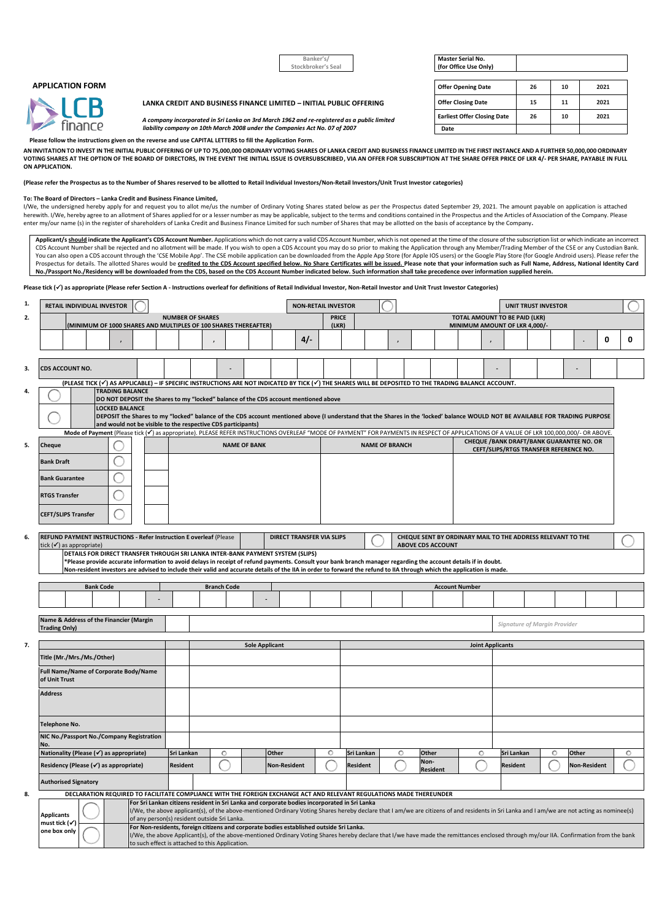| Banker's/ Stockbroker's Seal |
|---|
| |

| Master Serial No. (for Office Use Only) | |
|---|---|

## APPLICATION FORM

| Offer Opening Date | 26 | 10 | 2021 |
|---|---|---|---|
| Offer Closing Date | 15 | 11 | 2021 |
| Earliest Offer Closing Date | 26 | 10 | 2021 |
| Date | | | |

### LANKA CREDIT AND BUSINESS FINANCE LIMITED – INITIAL PUBLIC OFFERING

*A company incorporated in Sri Lanka on 3rd March 1962 and re-registered as a public limited liability company on 10th March 2008 under the Companies Act No. 07 of 2007*

**Please follow the instructions given on the reverse and use CAPITAL LETTERS to fill the Application Form.**

**AN INVITATION TO INVEST IN THE INITIAL PUBLIC OFFERING OF UP TO 75,000,000 ORDINARY VOTING SHARES OF LANKA CREDIT AND BUSINESS FINANCE LIMITED IN THE FIRST INSTANCE AND A FURTHER 50,000,000 ORDINARY VOTING SHARES AT THE OPTION OF THE BOARD OF DIRECTORS, IN THE EVENT THE INITIAL ISSUE IS OVERSUBSCRIBED, VIA AN OFFER FOR SUBSCRIPTION AT THE SHARE OFFER PRICE OF LKR 4/- PER SHARE, PAYABLE IN FULL ON APPLICATION.**

**(Please refer the Prospectus as to the Number of Shares reserved to be allotted to Retail Individual Investors/Non-Retail Investors/Unit Trust Investor categories)**

**To: The Board of Directors – Lanka Credit and Business Finance Limited,**

I/We, the undersigned hereby apply for and request you to allot me/us the number of Ordinary Voting Shares stated below as per the Prospectus dated September 29, 2021. The amount payable on application is attached herewith. I/We, hereby agree to an allotment of Shares applied for or a lesser number as may be applicable, subject to the terms and conditions contained in the Prospectus and the Articles of Association of the Company. Please enter my/our name (s) in the register of shareholders of Lanka Credit and Business Finance Limited for such number of Shares that may be allotted on the basis of acceptance by the Company.

**Applicant/s should indicate the Applicant's CDS Account Number.** Applications which do not carry a valid CDS Account Number, which is not opened at the time of the closure of the subscription list or which indicate an incorrect CDS Account Number shall be rejected and no allotment will be made. If you wish to open a CDS Account you may do so prior to making the Application through any Member/Trading Member of the CSE or any Custodian Bank. You can also open a CDS account through the 'CSE Mobile App'. The CSE mobile application can be downloaded from the Apple App Store (for Apple IOS users) or the Google Play Store (for Google Android users). Please refer the Prospectus for details. The allotted Shares would be **credited to the CDS Account specified below. No Share Certificates will be issued.** **Please note that your information such as Full Name, Address, National Identity Card No./Passport No./Residency will be downloaded from the CDS, based on the CDS Account Number indicated below. Such information shall take precedence over information supplied herein.**

**Please tick (✓) as appropriate (Please refer Section A - Instructions overleaf for definitions of Retail Individual Investor, Non-Retail Investor and Unit Trust Investor Categories)**

**1.** | RETAIL INDIVIDUAL INVESTOR ◯ | NON-RETAIL INVESTOR ◯ | UNIT TRUST INVESTOR ◯ |

**2.**

| NUMBER OF SHARES (MINIMUM OF 1000 SHARES AND MULTIPLES OF 100 SHARES THEREAFTER) | PRICE (LKR) | TOTAL AMOUNT TO BE PAID (LKR) MINIMUM AMOUNT OF LKR 4,000/- |
|---|---|---|
| , , | 4/- | , , . 0 0 |

**3.**

| CDS ACCOUNT NO. | - | - | - |
|---|---|---|---|

**(PLEASE TICK (✓) AS APPLICABLE) – IF SPECIFIC INSTRUCTIONS ARE NOT INDICATED BY TICK (✓) THE SHARES WILL BE DEPOSITED TO THE TRADING BALANCE ACCOUNT.**

**4.**

| | |
|---|---|
| ◯ | **TRADING BALANCE** DO NOT DEPOSIT the Shares to my "locked" balance of the CDS account mentioned above |
| ◯ | **LOCKED BALANCE** DEPOSIT the Shares to my "locked" balance of the CDS account mentioned above (I understand that the Shares in the 'locked' balance WOULD NOT BE AVAILABLE FOR TRADING PURPOSE and would not be visible to the respective CDS participants) |

**Mode of Payment** (Please tick (✓) as appropriate. PLEASE REFER INSTRUCTIONS OVERLEAF "MODE OF PAYMENT" FOR PAYMENTS IN RESPECT OF APPLICATIONS OF A VALUE OF LKR 100,000,000/- OR ABOVE.

**5.**

| | | | NAME OF BANK | NAME OF BRANCH | CHEQUE /BANK DRAFT/BANK GUARANTEE NO. OR CEFT/SLIPS/RTGS TRANSFER REFERENCE NO. |
|---|---|---|---|---|---|
| Cheque | ◯ | | | | |
| Bank Draft | ◯ | | | | |
| Bank Guarantee | ◯ | | | | |
| RTGS Transfer | ◯ | | | | |
| CEFT/SLIPS Transfer | ◯ | | | | |

**6.**

| REFUND PAYMENT INSTRUCTIONS - Refer Instruction E overleaf (Please tick (✓) as appropriate) | | DIRECT TRANSFER VIA SLIPS | ◯ | CHEQUE SENT BY ORDINARY MAIL TO THE ADDRESS RELEVANT TO THE ABOVE CDS ACCOUNT | ◯ |
|---|---|---|---|---|---|

**DETAILS FOR DIRECT TRANSFER THROUGH SRI LANKA INTER-BANK PAYMENT SYSTEM (SLIPS)**
*Please provide accurate information to avoid delays in receipt of refund payments. Consult your bank branch manager regarding the account details if in doubt.
Non-resident investors are advised to include their valid and accurate details of the IIA in order to forward the refund to IIA through which the application is made.

| Bank Code | Branch Code | Account Number |
|---|---|---|
| - | - | |

| Name & Address of the Financier (Margin Trading Only) | | *Signature of Margin Provider* |
|---|---|---|

**7.**

| | Sole Applicant | | | | Joint Applicants | | | | | | | |
|---|---|---|---|---|---|---|---|---|---|---|---|---|
| Title (Mr./Mrs./Ms./Other) | | | | | | | | | | | | |
| Full Name/Name of Corporate Body/Name of Unit Trust | | | | | | | | | | | | |
| Address | | | | | | | | | | | | |
| Telephone No. | | | | | | | | | | | | |
| NIC No./Passport No./Company Registration No. | | | | | | | | | | | | |
| Nationality (Please (✓) as appropriate) | Sri Lankan | ◯ | Other | ◯ | Sri Lankan | ◯ | Other | ◯ | Sri Lankan | ◯ | Other | ◯ |
| Residency (Please (✓) as appropriate) | Resident | ◯ | Non-Resident | ◯ | Resident | ◯ | Non-Resident | ◯ | Resident | ◯ | Non-Resident | ◯ |
| Authorised Signatory | | | | | | | | | | | | |

**8. DECLARATION REQUIRED TO FACILITATE COMPLIANCE WITH THE FOREIGN EXCHANGE ACT AND RELEVANT REGULATIONS MADE THEREUNDER**

| Applicants must tick (✓) one box only | | |
|---|---|---|
| | ◯ | **For Sri Lankan citizens resident in Sri Lanka and corporate bodies incorporated in Sri Lanka** I/We, the above applicant(s), of the above-mentioned Ordinary Voting Shares hereby declare that I am/we are citizens of and residents in Sri Lanka and I am/we are not acting as nominee(s) of any person(s) resident outside Sri Lanka. |
| | ◯ | **For Non-residents, foreign citizens and corporate bodies established outside Sri Lanka.** I/We, the above Applicant(s), of the above-mentioned Ordinary Voting Shares hereby declare that I/we have made the remittances enclosed through my/our IIA. Confirmation from the bank to such effect is attached to this Application. |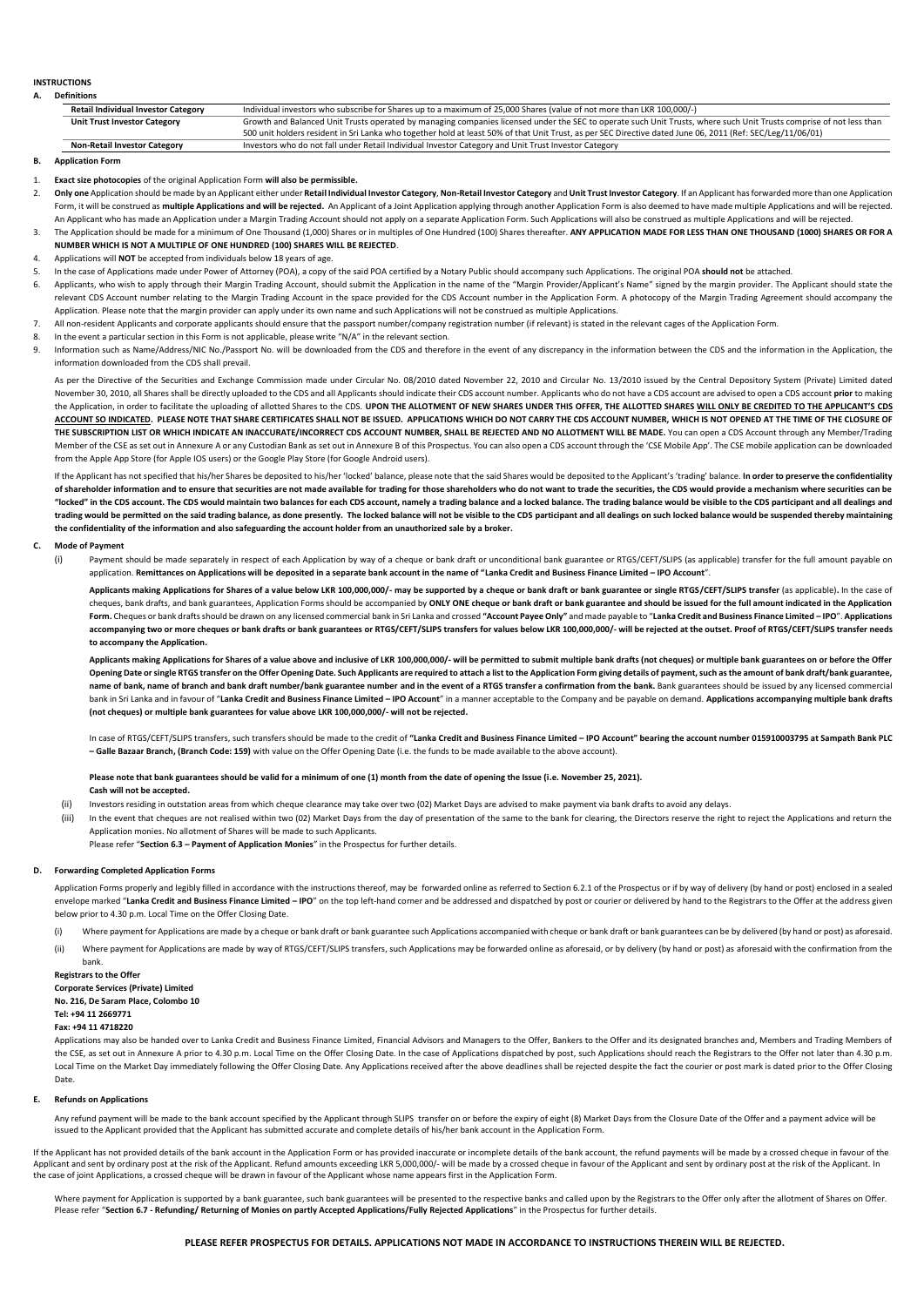# INSTRUCTIONS

## A. Definitions

| | |
|---|---|
| **Retail Individual Investor Category** | Individual investors who subscribe for Shares up to a maximum of 25,000 Shares (value of not more than LKR 100,000/-) |
| **Unit Trust Investor Category** | Growth and Balanced Unit Trusts operated by managing companies licensed under the SEC to operate such Unit Trusts, where such Unit Trusts comprise of not less than 500 unit holders resident in Sri Lanka who together hold at least 50% of that Unit Trust, as per SEC Directive dated June 06, 2011 (Ref: SEC/Leg/11/06/01) |
| **Non-Retail Investor Category** | Investors who do not fall under Retail Individual Investor Category and Unit Trust Investor Category |

## B. Application Form

1. **Exact size photocopies** of the original Application Form **will also be permissible.**
2. **Only one** Application should be made by an Applicant either under **Retail Individual Investor Category**, **Non-Retail Investor Category** and **Unit Trust Investor Category**. If an Applicant has forwarded more than one Application Form, it will be construed as **multiple Applications and will be rejected.** An Applicant of a Joint Application applying through another Application Form is also deemed to have made multiple Applications and will be rejected. An Applicant who has made an Application under a Margin Trading Account should not apply on a separate Application Form. Such Applications will also be construed as multiple Applications and will be rejected.
3. The Application should be made for a minimum of One Thousand (1,000) Shares or in multiples of One Hundred (100) Shares thereafter. **ANY APPLICATION MADE FOR LESS THAN ONE THOUSAND (1000) SHARES OR FOR A NUMBER WHICH IS NOT A MULTIPLE OF ONE HUNDRED (100) SHARES WILL BE REJECTED**.
4. Applications will **NOT** be accepted from individuals below 18 years of age.
5. In the case of Applications made under Power of Attorney (POA), a copy of the said POA certified by a Notary Public should accompany such Applications. The original POA **should not** be attached.
6. Applicants, who wish to apply through their Margin Trading Account, should submit the Application in the name of the "Margin Provider/Applicant's Name" signed by the margin provider. The Applicant should state the relevant CDS Account number relating to the Margin Trading Account in the space provided for the CDS Account number in the Application Form. A photocopy of the Margin Trading Agreement should accompany the Application. Please note that the margin provider can apply under its own name and such Applications will not be construed as multiple Applications.
7. All non-resident Applicants and corporate applicants should ensure that the passport number/company registration number (if relevant) is stated in the relevant cages of the Application Form.
8. In the event a particular section in this Form is not applicable, please write "N/A" in the relevant section.
9. Information such as Name/Address/NIC No./Passport No. will be downloaded from the CDS and therefore in the event of any discrepancy in the information between the CDS and the information in the Application, the information downloaded from the CDS shall prevail.

As per the Directive of the Securities and Exchange Commission made under Circular No. 08/2010 dated November 22, 2010 and Circular No. 13/2010 issued by the Central Depository System (Private) Limited dated November 30, 2010, all Shares shall be directly uploaded to the CDS and all Applicants should indicate their CDS account number. Applicants who do not have a CDS account are advised to open a CDS account **prior** to making the Application, in order to facilitate the uploading of allotted Shares to the CDS. **UPON THE ALLOTMENT OF NEW SHARES UNDER THIS OFFER, THE ALLOTTED SHARES WILL ONLY BE CREDITED TO THE APPLICANT'S CDS ACCOUNT SO INDICATED. PLEASE NOTE THAT SHARE CERTIFICATES SHALL NOT BE ISSUED. APPLICATIONS WHICH DO NOT CARRY THE CDS ACCOUNT NUMBER, WHICH IS NOT OPENED AT THE TIME OF THE CLOSURE OF THE SUBSCRIPTION LIST OR WHICH INDICATE AN INACCURATE/INCORRECT CDS ACCOUNT NUMBER, SHALL BE REJECTED AND NO ALLOTMENT WILL BE MADE.** You can open a CDS Account through any Member/Trading Member of the CSE as set out in Annexure A or any Custodian Bank as set out in Annexure B of this Prospectus. You can also open a CDS account through the 'CSE Mobile App'. The CSE mobile application can be downloaded from the Apple App Store (for Apple IOS users) or the Google Play Store (for Google Android users).

If the Applicant has not specified that his/her Shares be deposited to his/her 'locked' balance, please note that the said Shares would be deposited to the Applicant's 'trading' balance. **In order to preserve the confidentiality of shareholder information and to ensure that securities are not made available for trading for those shareholders who do not want to trade the securities, the CDS would provide a mechanism where securities can be "locked" in the CDS account. The CDS would maintain two balances for each CDS account, namely a trading balance and a locked balance. The trading balance would be visible to the CDS participant and all dealings and trading would be permitted on the said trading balance, as done presently. The locked balance will not be visible to the CDS participant and all dealings on such locked balance would be suspended thereby maintaining the confidentiality of the information and also safeguarding the account holder from an unauthorized sale by a broker.**

## C. Mode of Payment

(i) Payment should be made separately in respect of each Application by way of a cheque or bank draft or unconditional bank guarantee or RTGS/CEFT/SLIPS (as applicable) transfer for the full amount payable on application. **Remittances on Applications will be deposited in a separate bank account in the name of "Lanka Credit and Business Finance Limited – IPO Account"**.

**Applicants making Applications for Shares of a value below LKR 100,000,000/- may be supported by a cheque or bank draft or bank guarantee or single RTGS/CEFT/SLIPS transfer** (as applicable)**.** In the case of cheques, bank drafts, and bank guarantees, Application Forms should be accompanied by **ONLY ONE cheque or bank draft or bank guarantee and should be issued for the full amount indicated in the Application Form.** Cheques or bank drafts should be drawn on any licensed commercial bank in Sri Lanka and crossed **"Account Payee Only"** and made payable to "**Lanka Credit and Business Finance Limited – IPO**". **Applications accompanying two or more cheques or bank drafts or bank guarantees or RTGS/CEFT/SLIPS transfers for values below LKR 100,000,000/- will be rejected at the outset. Proof of RTGS/CEFT/SLIPS transfer needs to accompany the Application.**

**Applicants making Applications for Shares of a value above and inclusive of LKR 100,000,000/- will be permitted to submit multiple bank drafts (not cheques) or multiple bank guarantees on or before the Offer Opening Date or single RTGS transfer on the Offer Opening Date. Such Applicants are required to attach a list to the Application Form giving details of payment, such as the amount of bank draft/bank guarantee, name of bank, name of branch and bank draft number/bank guarantee number and in the event of a RTGS transfer a confirmation from the bank.** Bank guarantees should be issued by any licensed commercial bank in Sri Lanka and in favour of "**Lanka Credit and Business Finance Limited – IPO Account**" in a manner acceptable to the Company and be payable on demand. **Applications accompanying multiple bank drafts (not cheques) or multiple bank guarantees for value above LKR 100,000,000/- will not be rejected.**

In case of RTGS/CEFT/SLIPS transfers, such transfers should be made to the credit of **"Lanka Credit and Business Finance Limited – IPO Account" bearing the account number 015910003795 at Sampath Bank PLC – Galle Bazaar Branch, (Branch Code: 159)** with value on the Offer Opening Date (i.e. the funds to be made available to the above account).

**Please note that bank guarantees should be valid for a minimum of one (1) month from the date of opening the Issue (i.e. November 25, 2021).**
**Cash will not be accepted.**

(ii) Investors residing in outstation areas from which cheque clearance may take over two (02) Market Days are advised to make payment via bank drafts to avoid any delays.

(iii) In the event that cheques are not realised within two (02) Market Days from the day of presentation of the same to the bank for clearing, the Directors reserve the right to reject the Applications and return the Application monies. No allotment of Shares will be made to such Applicants.
Please refer "**Section 6.3 – Payment of Application Monies**" in the Prospectus for further details.

## D. Forwarding Completed Application Forms

Application Forms properly and legibly filled in accordance with the instructions thereof, may be forwarded online as referred to Section 6.2.1 of the Prospectus or if by way of delivery (by hand or post) enclosed in a sealed envelope marked "**Lanka Credit and Business Finance Limited – IPO**" on the top left-hand corner and be addressed and dispatched by post or courier or delivered by hand to the Registrars to the Offer at the address given below prior to 4.30 p.m. Local Time on the Offer Closing Date.

(i) Where payment for Applications are made by a cheque or bank draft or bank guarantee such Applications accompanied with cheque or bank draft or bank guarantees can be by delivered (by hand or post) as aforesaid.

(ii) Where payment for Applications are made by way of RTGS/CEFT/SLIPS transfers, such Applications may be forwarded online as aforesaid, or by delivery (by hand or post) as aforesaid with the confirmation from the bank.

**Registrars to the Offer**
**Corporate Services (Private) Limited**
**No. 216, De Saram Place, Colombo 10**
**Tel: +94 11 2669771**
**Fax: +94 11 4718220**

Applications may also be handed over to Lanka Credit and Business Finance Limited, Financial Advisors and Managers to the Offer, Bankers to the Offer and its designated branches and, Members and Trading Members of the CSE, as set out in Annexure A prior to 4.30 p.m. Local Time on the Offer Closing Date. In the case of Applications dispatched by post, such Applications should reach the Registrars to the Offer not later than 4.30 p.m. Local Time on the Market Day immediately following the Offer Closing Date. Any Applications received after the above deadlines shall be rejected despite the fact the courier or post mark is dated prior to the Offer Closing Date.

## E. Refunds on Applications

Any refund payment will be made to the bank account specified by the Applicant through SLIPS transfer on or before the expiry of eight (8) Market Days from the Closure Date of the Offer and a payment advice will be issued to the Applicant provided that the Applicant has submitted accurate and complete details of his/her bank account in the Application Form.

If the Applicant has not provided details of the bank account in the Application Form or has provided inaccurate or incomplete details of the bank account, the refund payments will be made by a crossed cheque in favour of the Applicant and sent by ordinary post at the risk of the Applicant. Refund amounts exceeding LKR 5,000,000/- will be made by a crossed cheque in favour of the Applicant and sent by ordinary post at the risk of the Applicant. In the case of joint Applications, a crossed cheque will be drawn in favour of the Applicant whose name appears first in the Application Form.

Where payment for Application is supported by a bank guarantee, such bank guarantees will be presented to the respective banks and called upon by the Registrars to the Offer only after the allotment of Shares on Offer. Please refer "**Section 6.7 - Refunding/ Returning of Monies on partly Accepted Applications/Fully Rejected Applications**" in the Prospectus for further details.

**PLEASE REFER PROSPECTUS FOR DETAILS. APPLICATIONS NOT MADE IN ACCORDANCE TO INSTRUCTIONS THEREIN WILL BE REJECTED.**